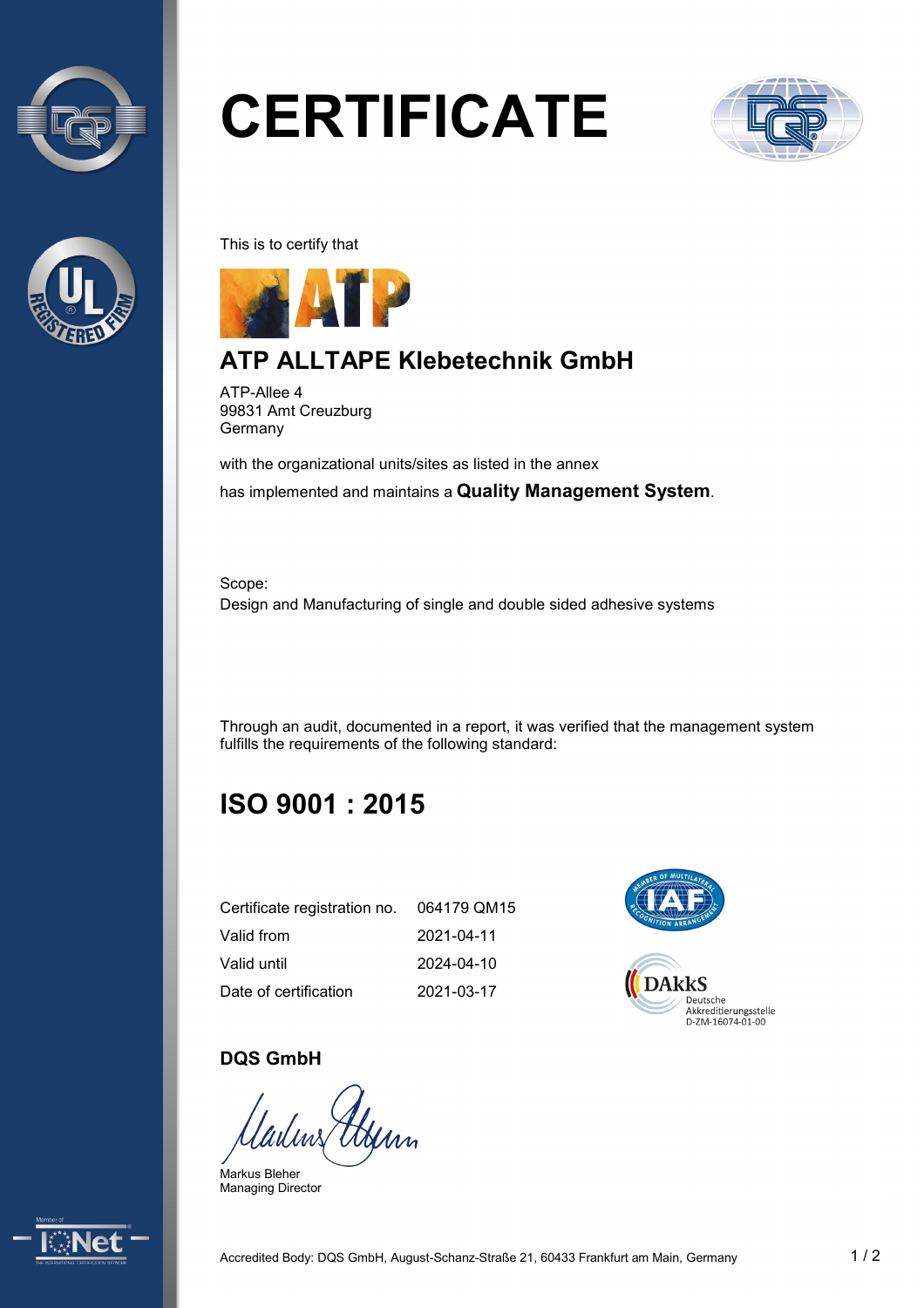# CERTIFICATE

This is to certify that

## ATP ALLTAPE Klebetechnik GmbH

ATP-Allee 4
99831 Amt Creuzburg
Germany

with the organizational units/sites as listed in the annex

has implemented and maintains a **Quality Management System**.

Scope:
Design and Manufacturing of single and double sided adhesive systems

Through an audit, documented in a report, it was verified that the management system fulfills the requirements of the following standard:

## ISO 9001 : 2015

| Certificate registration no. | 064179 QM15 |
|---|---|
| Valid from | 2021-04-11 |
| Valid until | 2024-04-10 |
| Date of certification | 2021-03-17 |

DAkkS
Deutsche Akkreditierungsstelle
D-ZM-16074-01-00

**DQS GmbH**

Markus Bleher
Managing Director

Accredited Body: DQS GmbH, August-Schanz-Straße 21, 60433 Frankfurt am Main, Germany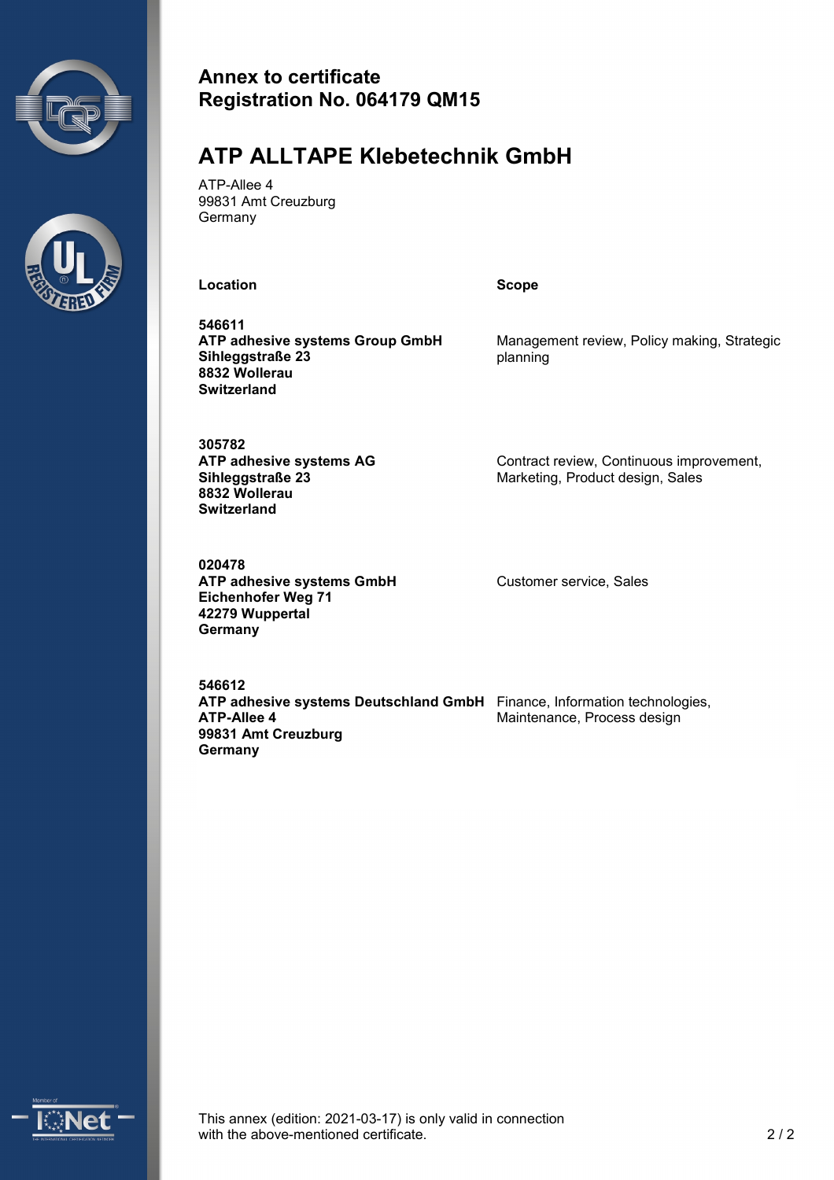# Annex to certificate
# Registration No. 064179 QM15

## ATP ALLTAPE Klebetechnik GmbH

ATP-Allee 4
99831 Amt Creuzburg
Germany

| Location | Scope |
|---|---|
| **546611**<br>**ATP adhesive systems Group GmbH**<br>**Sihleggstraße 23**<br>**8832 Wollerau**<br>**Switzerland** | Management review, Policy making, Strategic planning |
| **305782**<br>**ATP adhesive systems AG**<br>**Sihleggstraße 23**<br>**8832 Wollerau**<br>**Switzerland** | Contract review, Continuous improvement, Marketing, Product design, Sales |
| **020478**<br>**ATP adhesive systems GmbH**<br>**Eichenhofer Weg 71**<br>**42279 Wuppertal**<br>**Germany** | Customer service, Sales |
| **546612**<br>**ATP adhesive systems Deutschland GmbH**<br>**ATP-Allee 4**<br>**99831 Amt Creuzburg**<br>**Germany** | Finance, Information technologies, Maintenance, Process design |

This annex (edition: 2021-03-17) is only valid in connection with the above-mentioned certificate.